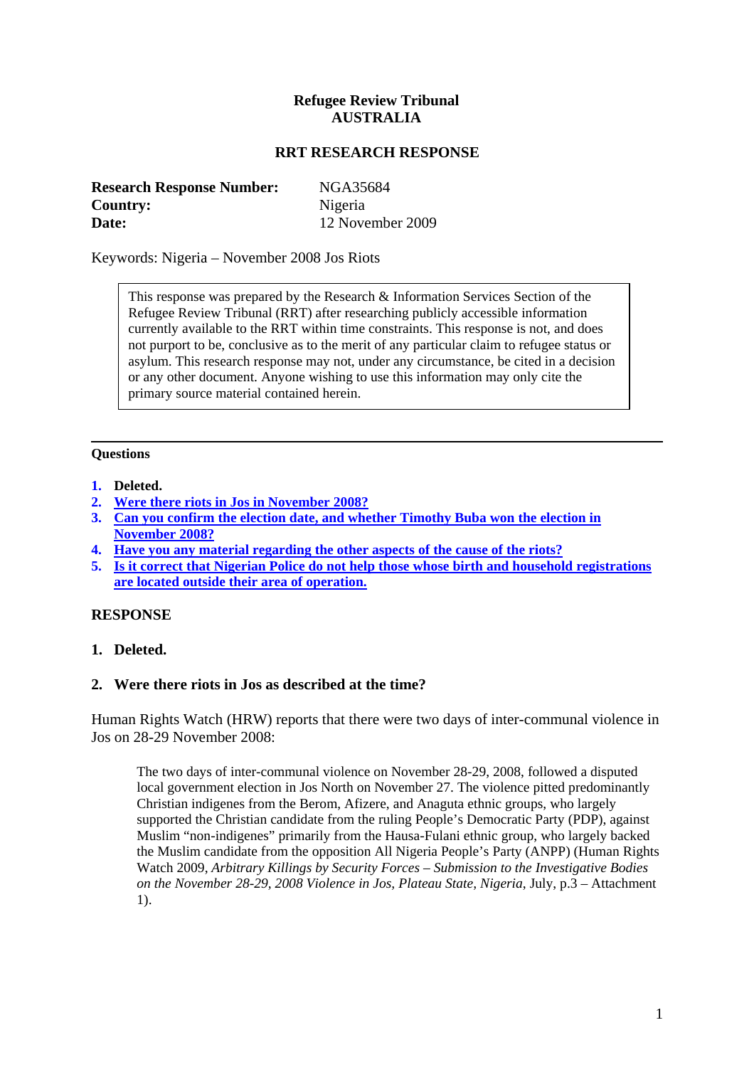**Refugee Review Tribunal**
**AUSTRALIA**

**RRT RESEARCH RESPONSE**

| | |
|---|---|
| **Research Response Number:** | NGA35684 |
| **Country:** | Nigeria |
| **Date:** | 12 November 2009 |

Keywords: Nigeria – November 2008 Jos Riots

> This response was prepared by the Research & Information Services Section of the Refugee Review Tribunal (RRT) after researching publicly accessible information currently available to the RRT within time constraints. This response is not, and does not purport to be, conclusive as to the merit of any particular claim to refugee status or asylum. This research response may not, under any circumstance, be cited in a decision or any other document. Anyone wishing to use this information may only cite the primary source material contained herein.

---

**Questions**

1. **Deleted.**
2. **Were there riots in Jos in November 2008?**
3. **Can you confirm the election date, and whether Timothy Buba won the election in November 2008?**
4. **Have you any material regarding the other aspects of the cause of the riots?**
5. **Is it correct that Nigerian Police do not help those whose birth and household registrations are located outside their area of operation.**

## RESPONSE

### 1. Deleted.

### 2. Were there riots in Jos as described at the time?

Human Rights Watch (HRW) reports that there were two days of inter-communal violence in Jos on 28-29 November 2008:

> The two days of inter-communal violence on November 28-29, 2008, followed a disputed local government election in Jos North on November 27. The violence pitted predominantly Christian indigenes from the Berom, Afizere, and Anaguta ethnic groups, who largely supported the Christian candidate from the ruling People's Democratic Party (PDP), against Muslim "non-indigenes" primarily from the Hausa-Fulani ethnic group, who largely backed the Muslim candidate from the opposition All Nigeria People's Party (ANPP) (Human Rights Watch 2009, *Arbitrary Killings by Security Forces – Submission to the Investigative Bodies on the November 28-29, 2008 Violence in Jos, Plateau State, Nigeria*, July, p.3 – Attachment 1).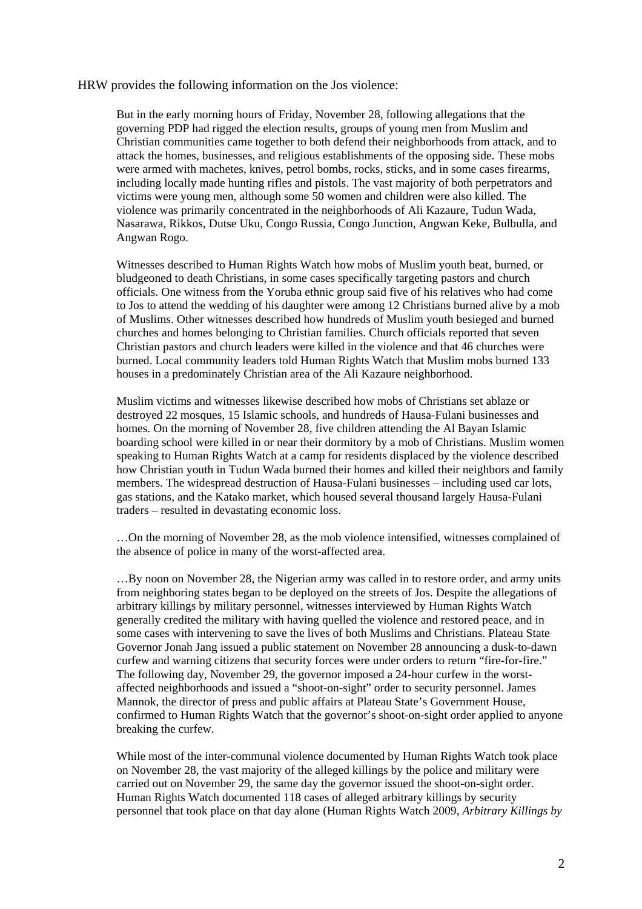HRW provides the following information on the Jos violence:

> But in the early morning hours of Friday, November 28, following allegations that the governing PDP had rigged the election results, groups of young men from Muslim and Christian communities came together to both defend their neighborhoods from attack, and to attack the homes, businesses, and religious establishments of the opposing side. These mobs were armed with machetes, knives, petrol bombs, rocks, sticks, and in some cases firearms, including locally made hunting rifles and pistols. The vast majority of both perpetrators and victims were young men, although some 50 women and children were also killed. The violence was primarily concentrated in the neighborhoods of Ali Kazaure, Tudun Wada, Nasarawa, Rikkos, Dutse Uku, Congo Russia, Congo Junction, Angwan Keke, Bulbulla, and Angwan Rogo.
>
> Witnesses described to Human Rights Watch how mobs of Muslim youth beat, burned, or bludgeoned to death Christians, in some cases specifically targeting pastors and church officials. One witness from the Yoruba ethnic group said five of his relatives who had come to Jos to attend the wedding of his daughter were among 12 Christians burned alive by a mob of Muslims. Other witnesses described how hundreds of Muslim youth besieged and burned churches and homes belonging to Christian families. Church officials reported that seven Christian pastors and church leaders were killed in the violence and that 46 churches were burned. Local community leaders told Human Rights Watch that Muslim mobs burned 133 houses in a predominately Christian area of the Ali Kazaure neighborhood.
>
> Muslim victims and witnesses likewise described how mobs of Christians set ablaze or destroyed 22 mosques, 15 Islamic schools, and hundreds of Hausa-Fulani businesses and homes. On the morning of November 28, five children attending the Al Bayan Islamic boarding school were killed in or near their dormitory by a mob of Christians. Muslim women speaking to Human Rights Watch at a camp for residents displaced by the violence described how Christian youth in Tudun Wada burned their homes and killed their neighbors and family members. The widespread destruction of Hausa-Fulani businesses – including used car lots, gas stations, and the Katako market, which housed several thousand largely Hausa-Fulani traders – resulted in devastating economic loss.
>
> …On the morning of November 28, as the mob violence intensified, witnesses complained of the absence of police in many of the worst-affected area.
>
> …By noon on November 28, the Nigerian army was called in to restore order, and army units from neighboring states began to be deployed on the streets of Jos. Despite the allegations of arbitrary killings by military personnel, witnesses interviewed by Human Rights Watch generally credited the military with having quelled the violence and restored peace, and in some cases with intervening to save the lives of both Muslims and Christians. Plateau State Governor Jonah Jang issued a public statement on November 28 announcing a dusk-to-dawn curfew and warning citizens that security forces were under orders to return "fire-for-fire." The following day, November 29, the governor imposed a 24-hour curfew in the worst-affected neighborhoods and issued a "shoot-on-sight" order to security personnel. James Mannok, the director of press and public affairs at Plateau State's Government House, confirmed to Human Rights Watch that the governor's shoot-on-sight order applied to anyone breaking the curfew.
>
> While most of the inter-communal violence documented by Human Rights Watch took place on November 28, the vast majority of the alleged killings by the police and military were carried out on November 29, the same day the governor issued the shoot-on-sight order. Human Rights Watch documented 118 cases of alleged arbitrary killings by security personnel that took place on that day alone (Human Rights Watch 2009, *Arbitrary Killings by*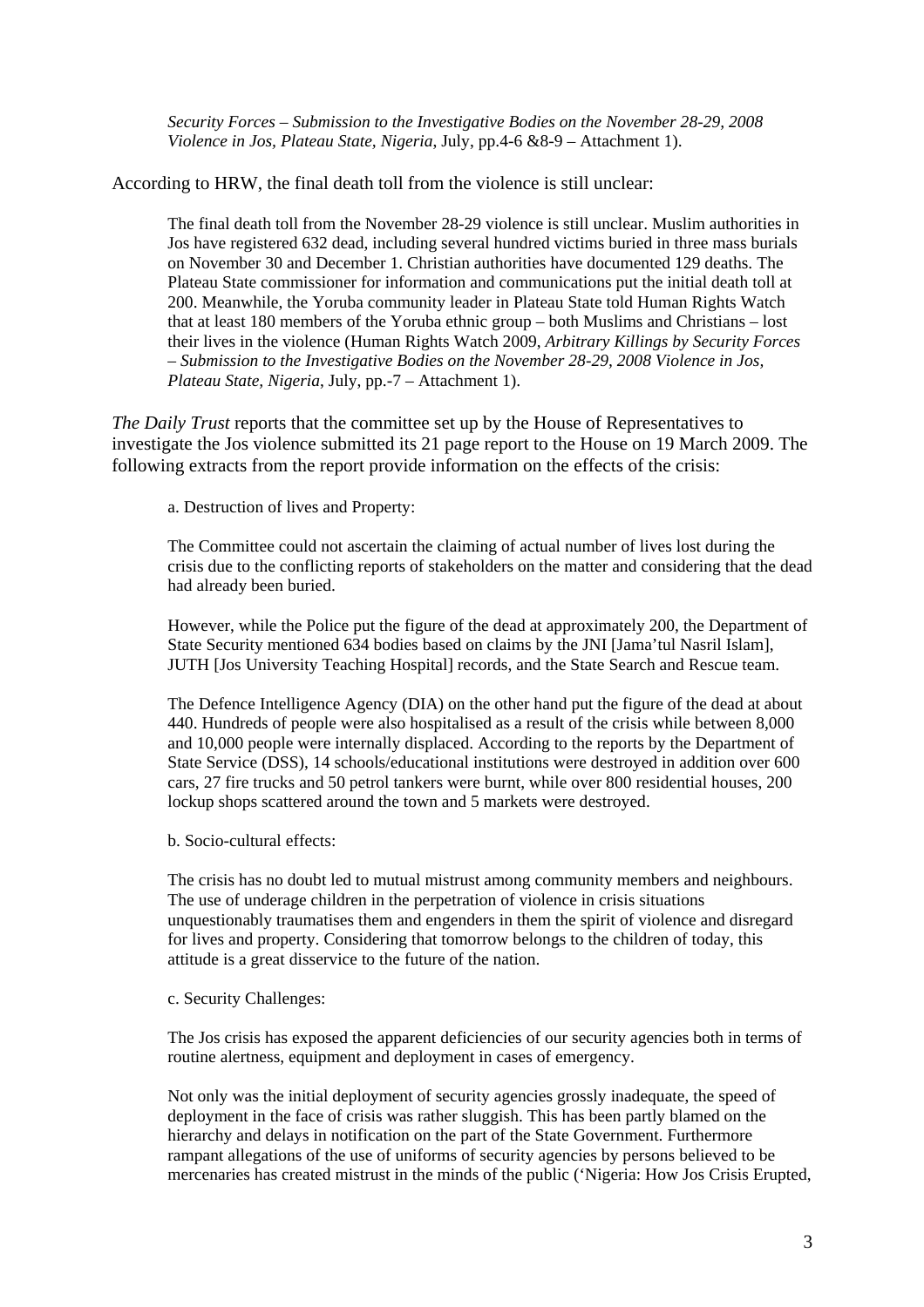> *Security Forces – Submission to the Investigative Bodies on the November 28-29, 2008 Violence in Jos, Plateau State, Nigeria*, July, pp.4-6 &8-9 – Attachment 1).

According to HRW, the final death toll from the violence is still unclear:

> The final death toll from the November 28-29 violence is still unclear. Muslim authorities in Jos have registered 632 dead, including several hundred victims buried in three mass burials on November 30 and December 1. Christian authorities have documented 129 deaths. The Plateau State commissioner for information and communications put the initial death toll at 200. Meanwhile, the Yoruba community leader in Plateau State told Human Rights Watch that at least 180 members of the Yoruba ethnic group – both Muslims and Christians – lost their lives in the violence (Human Rights Watch 2009, *Arbitrary Killings by Security Forces – Submission to the Investigative Bodies on the November 28-29, 2008 Violence in Jos, Plateau State, Nigeria*, July, pp.-7 – Attachment 1).

*The Daily Trust* reports that the committee set up by the House of Representatives to investigate the Jos violence submitted its 21 page report to the House on 19 March 2009. The following extracts from the report provide information on the effects of the crisis:

> a. Destruction of lives and Property:
>
> The Committee could not ascertain the claiming of actual number of lives lost during the crisis due to the conflicting reports of stakeholders on the matter and considering that the dead had already been buried.
>
> However, while the Police put the figure of the dead at approximately 200, the Department of State Security mentioned 634 bodies based on claims by the JNI [Jama'tul Nasril Islam], JUTH [Jos University Teaching Hospital] records, and the State Search and Rescue team.
>
> The Defence Intelligence Agency (DIA) on the other hand put the figure of the dead at about 440. Hundreds of people were also hospitalised as a result of the crisis while between 8,000 and 10,000 people were internally displaced. According to the reports by the Department of State Service (DSS), 14 schools/educational institutions were destroyed in addition over 600 cars, 27 fire trucks and 50 petrol tankers were burnt, while over 800 residential houses, 200 lockup shops scattered around the town and 5 markets were destroyed.
>
> b. Socio-cultural effects:
>
> The crisis has no doubt led to mutual mistrust among community members and neighbours. The use of underage children in the perpetration of violence in crisis situations unquestionably traumatises them and engenders in them the spirit of violence and disregard for lives and property. Considering that tomorrow belongs to the children of today, this attitude is a great disservice to the future of the nation.
>
> c. Security Challenges:
>
> The Jos crisis has exposed the apparent deficiencies of our security agencies both in terms of routine alertness, equipment and deployment in cases of emergency.
>
> Not only was the initial deployment of security agencies grossly inadequate, the speed of deployment in the face of crisis was rather sluggish. This has been partly blamed on the hierarchy and delays in notification on the part of the State Government. Furthermore rampant allegations of the use of uniforms of security agencies by persons believed to be mercenaries has created mistrust in the minds of the public ('Nigeria: How Jos Crisis Erupted,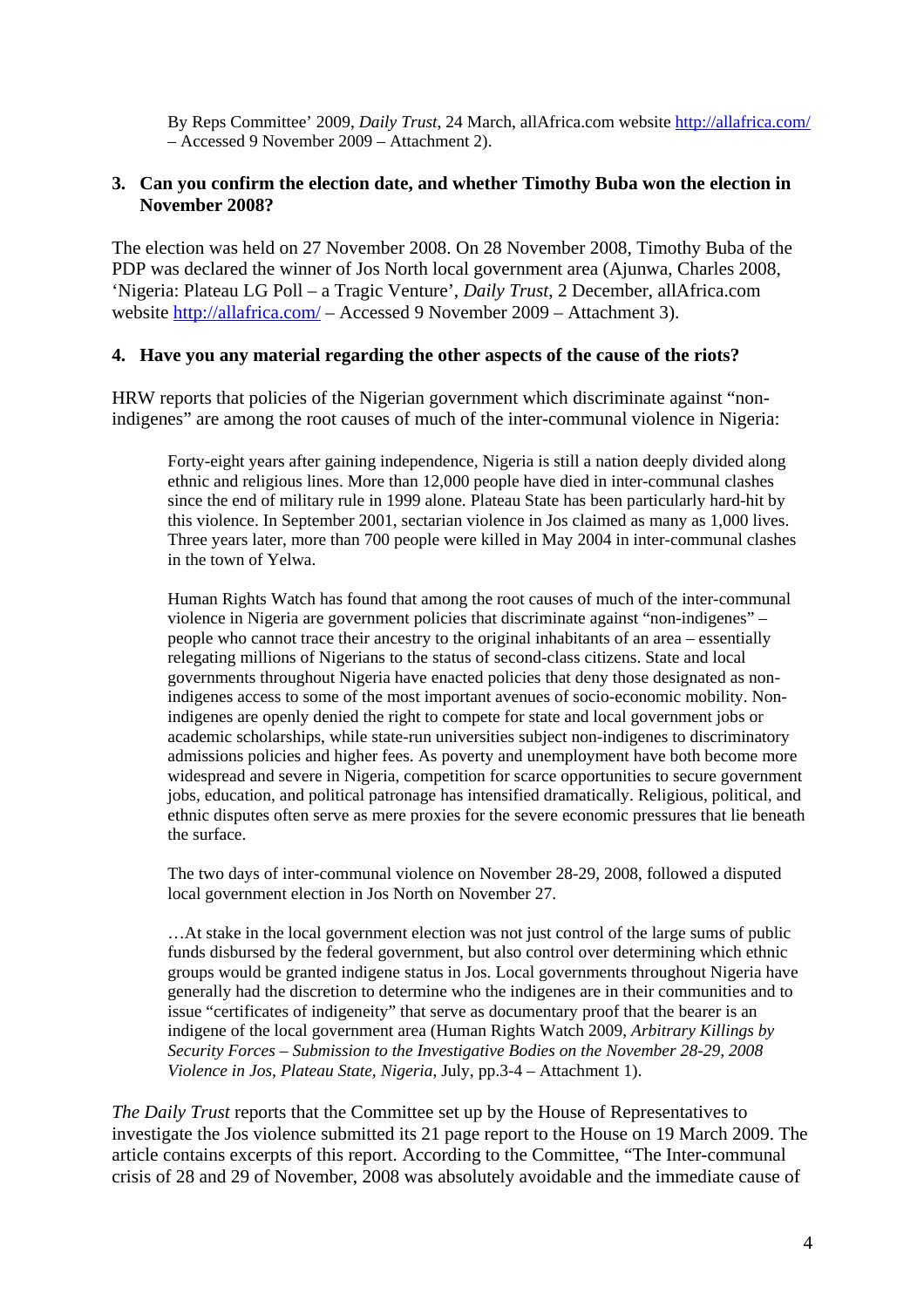By Reps Committee' 2009, *Daily Trust*, 24 March, allAfrica.com website http://allafrica.com/ – Accessed 9 November 2009 – Attachment 2).

**3. Can you confirm the election date, and whether Timothy Buba won the election in November 2008?**

The election was held on 27 November 2008. On 28 November 2008, Timothy Buba of the PDP was declared the winner of Jos North local government area (Ajunwa, Charles 2008, 'Nigeria: Plateau LG Poll – a Tragic Venture', *Daily Trust*, 2 December, allAfrica.com website http://allafrica.com/ – Accessed 9 November 2009 – Attachment 3).

**4. Have you any material regarding the other aspects of the cause of the riots?**

HRW reports that policies of the Nigerian government which discriminate against "non-indigenes" are among the root causes of much of the inter-communal violence in Nigeria:

> Forty-eight years after gaining independence, Nigeria is still a nation deeply divided along ethnic and religious lines. More than 12,000 people have died in inter-communal clashes since the end of military rule in 1999 alone. Plateau State has been particularly hard-hit by this violence. In September 2001, sectarian violence in Jos claimed as many as 1,000 lives. Three years later, more than 700 people were killed in May 2004 in inter-communal clashes in the town of Yelwa.
>
> Human Rights Watch has found that among the root causes of much of the inter-communal violence in Nigeria are government policies that discriminate against "non-indigenes" – people who cannot trace their ancestry to the original inhabitants of an area – essentially relegating millions of Nigerians to the status of second-class citizens. State and local governments throughout Nigeria have enacted policies that deny those designated as non-indigenes access to some of the most important avenues of socio-economic mobility. Non-indigenes are openly denied the right to compete for state and local government jobs or academic scholarships, while state-run universities subject non-indigenes to discriminatory admissions policies and higher fees. As poverty and unemployment have both become more widespread and severe in Nigeria, competition for scarce opportunities to secure government jobs, education, and political patronage has intensified dramatically. Religious, political, and ethnic disputes often serve as mere proxies for the severe economic pressures that lie beneath the surface.
>
> The two days of inter-communal violence on November 28-29, 2008, followed a disputed local government election in Jos North on November 27.
>
> …At stake in the local government election was not just control of the large sums of public funds disbursed by the federal government, but also control over determining which ethnic groups would be granted indigene status in Jos. Local governments throughout Nigeria have generally had the discretion to determine who the indigenes are in their communities and to issue "certificates of indigeneity" that serve as documentary proof that the bearer is an indigene of the local government area (Human Rights Watch 2009, *Arbitrary Killings by Security Forces – Submission to the Investigative Bodies on the November 28-29, 2008 Violence in Jos, Plateau State, Nigeria*, July, pp.3-4 – Attachment 1).

*The Daily Trust* reports that the Committee set up by the House of Representatives to investigate the Jos violence submitted its 21 page report to the House on 19 March 2009. The article contains excerpts of this report. According to the Committee, "The Inter-communal crisis of 28 and 29 of November, 2008 was absolutely avoidable and the immediate cause of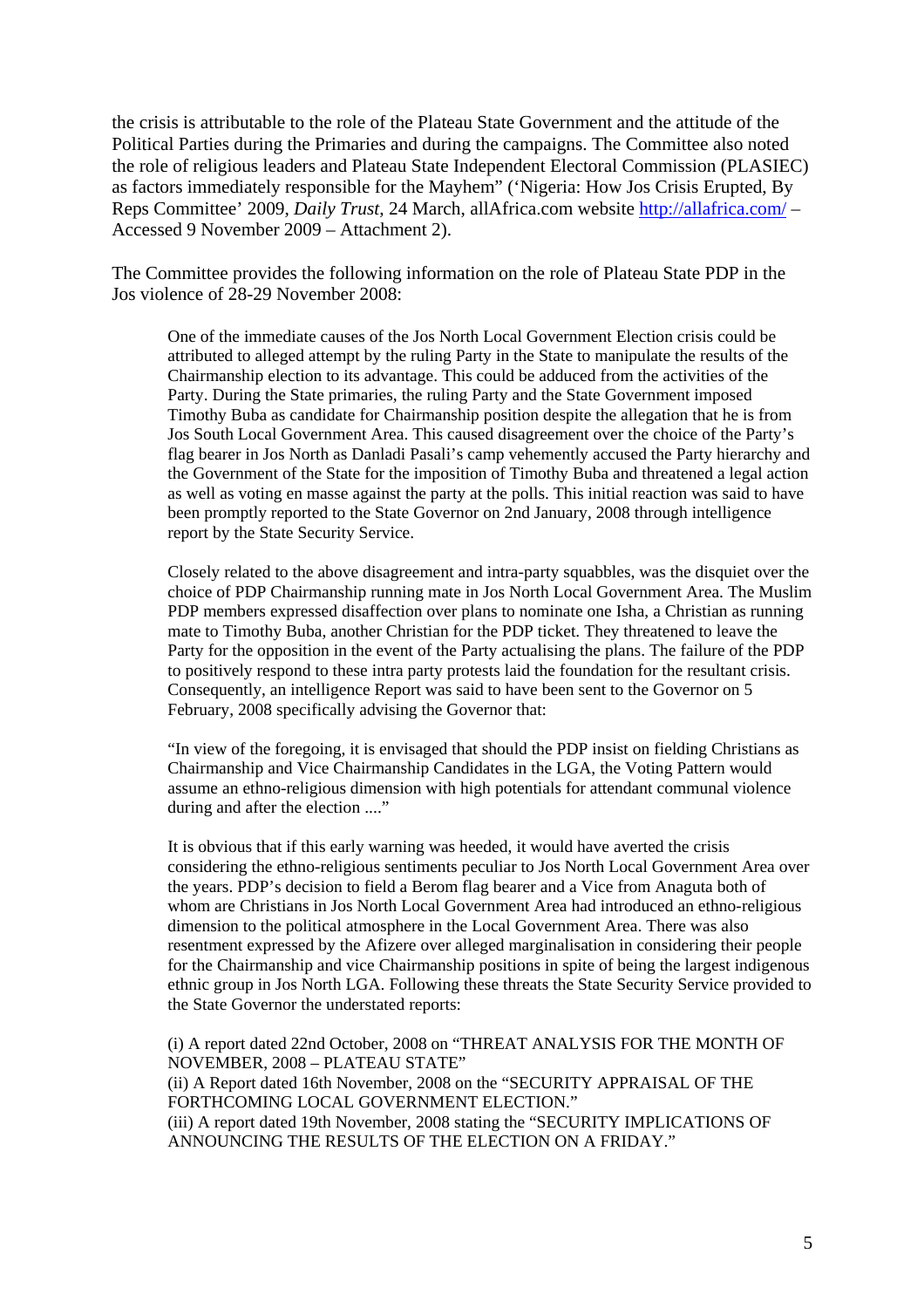the crisis is attributable to the role of the Plateau State Government and the attitude of the Political Parties during the Primaries and during the campaigns. The Committee also noted the role of religious leaders and Plateau State Independent Electoral Commission (PLASIEC) as factors immediately responsible for the Mayhem" ('Nigeria: How Jos Crisis Erupted, By Reps Committee' 2009, *Daily Trust*, 24 March, allAfrica.com website http://allafrica.com/ – Accessed 9 November 2009 – Attachment 2).

The Committee provides the following information on the role of Plateau State PDP in the Jos violence of 28-29 November 2008:

> One of the immediate causes of the Jos North Local Government Election crisis could be attributed to alleged attempt by the ruling Party in the State to manipulate the results of the Chairmanship election to its advantage. This could be adduced from the activities of the Party. During the State primaries, the ruling Party and the State Government imposed Timothy Buba as candidate for Chairmanship position despite the allegation that he is from Jos South Local Government Area. This caused disagreement over the choice of the Party's flag bearer in Jos North as Danladi Pasali's camp vehemently accused the Party hierarchy and the Government of the State for the imposition of Timothy Buba and threatened a legal action as well as voting en masse against the party at the polls. This initial reaction was said to have been promptly reported to the State Governor on 2nd January, 2008 through intelligence report by the State Security Service.
>
> Closely related to the above disagreement and intra-party squabbles, was the disquiet over the choice of PDP Chairmanship running mate in Jos North Local Government Area. The Muslim PDP members expressed disaffection over plans to nominate one Isha, a Christian as running mate to Timothy Buba, another Christian for the PDP ticket. They threatened to leave the Party for the opposition in the event of the Party actualising the plans. The failure of the PDP to positively respond to these intra party protests laid the foundation for the resultant crisis. Consequently, an intelligence Report was said to have been sent to the Governor on 5 February, 2008 specifically advising the Governor that:
>
> "In view of the foregoing, it is envisaged that should the PDP insist on fielding Christians as Chairmanship and Vice Chairmanship Candidates in the LGA, the Voting Pattern would assume an ethno-religious dimension with high potentials for attendant communal violence during and after the election ...."
>
> It is obvious that if this early warning was heeded, it would have averted the crisis considering the ethno-religious sentiments peculiar to Jos North Local Government Area over the years. PDP's decision to field a Berom flag bearer and a Vice from Anaguta both of whom are Christians in Jos North Local Government Area had introduced an ethno-religious dimension to the political atmosphere in the Local Government Area. There was also resentment expressed by the Afizere over alleged marginalisation in considering their people for the Chairmanship and vice Chairmanship positions in spite of being the largest indigenous ethnic group in Jos North LGA. Following these threats the State Security Service provided to the State Governor the understated reports:
>
> (i) A report dated 22nd October, 2008 on "THREAT ANALYSIS FOR THE MONTH OF NOVEMBER, 2008 – PLATEAU STATE"
> (ii) A Report dated 16th November, 2008 on the "SECURITY APPRAISAL OF THE FORTHCOMING LOCAL GOVERNMENT ELECTION."
> (iii) A report dated 19th November, 2008 stating the "SECURITY IMPLICATIONS OF ANNOUNCING THE RESULTS OF THE ELECTION ON A FRIDAY."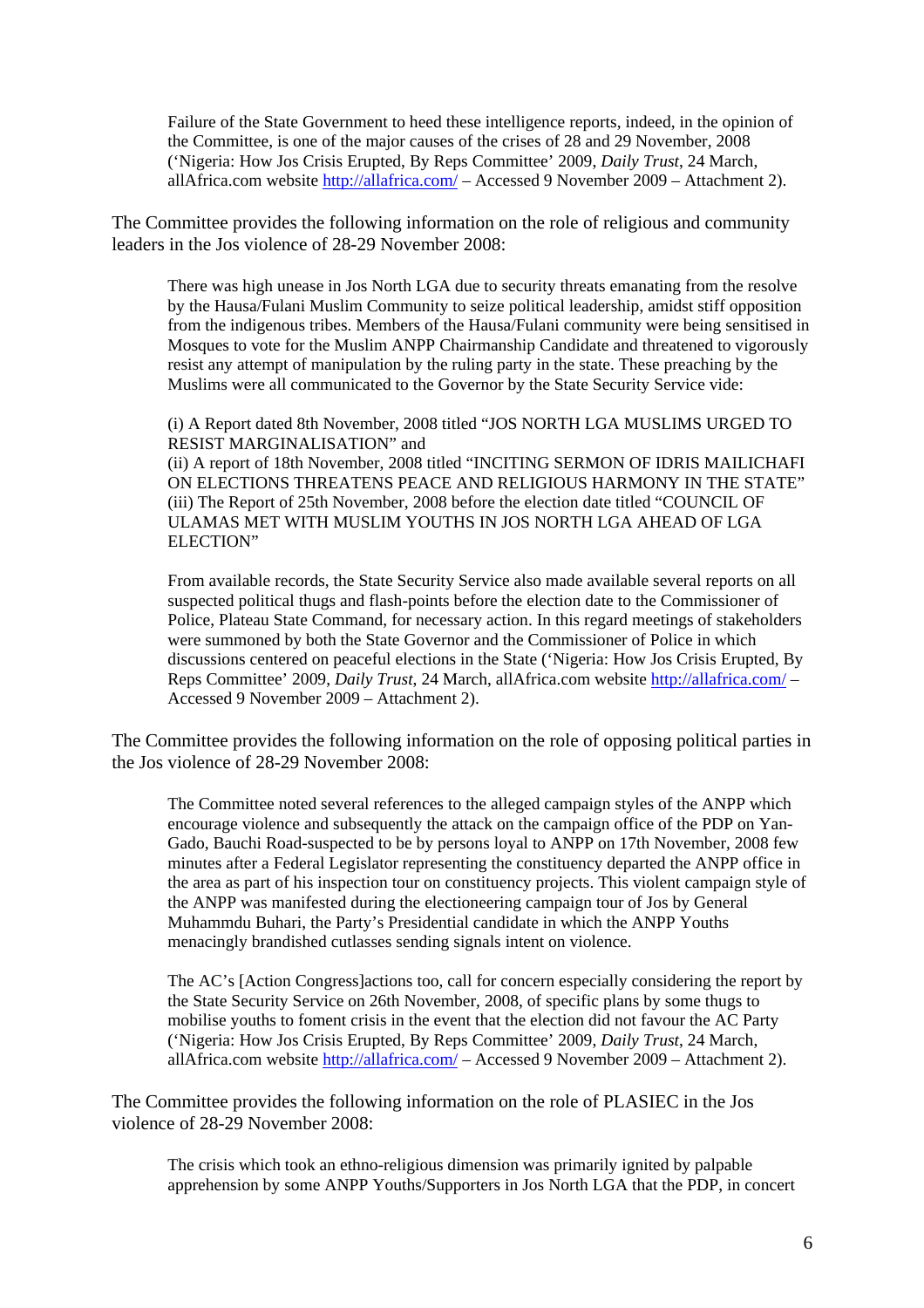> Failure of the State Government to heed these intelligence reports, indeed, in the opinion of the Committee, is one of the major causes of the crises of 28 and 29 November, 2008 ('Nigeria: How Jos Crisis Erupted, By Reps Committee' 2009, *Daily Trust*, 24 March, allAfrica.com website http://allafrica.com/ – Accessed 9 November 2009 – Attachment 2).

The Committee provides the following information on the role of religious and community leaders in the Jos violence of 28-29 November 2008:

> There was high unease in Jos North LGA due to security threats emanating from the resolve by the Hausa/Fulani Muslim Community to seize political leadership, amidst stiff opposition from the indigenous tribes. Members of the Hausa/Fulani community were being sensitised in Mosques to vote for the Muslim ANPP Chairmanship Candidate and threatened to vigorously resist any attempt of manipulation by the ruling party in the state. These preaching by the Muslims were all communicated to the Governor by the State Security Service vide:
>
> (i) A Report dated 8th November, 2008 titled "JOS NORTH LGA MUSLIMS URGED TO RESIST MARGINALISATION" and
> (ii) A report of 18th November, 2008 titled "INCITING SERMON OF IDRIS MAILICHAFI ON ELECTIONS THREATENS PEACE AND RELIGIOUS HARMONY IN THE STATE"
> (iii) The Report of 25th November, 2008 before the election date titled "COUNCIL OF ULAMAS MET WITH MUSLIM YOUTHS IN JOS NORTH LGA AHEAD OF LGA ELECTION"
>
> From available records, the State Security Service also made available several reports on all suspected political thugs and flash-points before the election date to the Commissioner of Police, Plateau State Command, for necessary action. In this regard meetings of stakeholders were summoned by both the State Governor and the Commissioner of Police in which discussions centered on peaceful elections in the State ('Nigeria: How Jos Crisis Erupted, By Reps Committee' 2009, *Daily Trust*, 24 March, allAfrica.com website http://allafrica.com/ – Accessed 9 November 2009 – Attachment 2).

The Committee provides the following information on the role of opposing political parties in the Jos violence of 28-29 November 2008:

> The Committee noted several references to the alleged campaign styles of the ANPP which encourage violence and subsequently the attack on the campaign office of the PDP on Yan-Gado, Bauchi Road-suspected to be by persons loyal to ANPP on 17th November, 2008 few minutes after a Federal Legislator representing the constituency departed the ANPP office in the area as part of his inspection tour on constituency projects. This violent campaign style of the ANPP was manifested during the electioneering campaign tour of Jos by General Muhammdu Buhari, the Party's Presidential candidate in which the ANPP Youths menacingly brandished cutlasses sending signals intent on violence.
>
> The AC's [Action Congress]actions too, call for concern especially considering the report by the State Security Service on 26th November, 2008, of specific plans by some thugs to mobilise youths to foment crisis in the event that the election did not favour the AC Party ('Nigeria: How Jos Crisis Erupted, By Reps Committee' 2009, *Daily Trust*, 24 March, allAfrica.com website http://allafrica.com/ – Accessed 9 November 2009 – Attachment 2).

The Committee provides the following information on the role of PLASIEC in the Jos violence of 28-29 November 2008:

> The crisis which took an ethno-religious dimension was primarily ignited by palpable apprehension by some ANPP Youths/Supporters in Jos North LGA that the PDP, in concert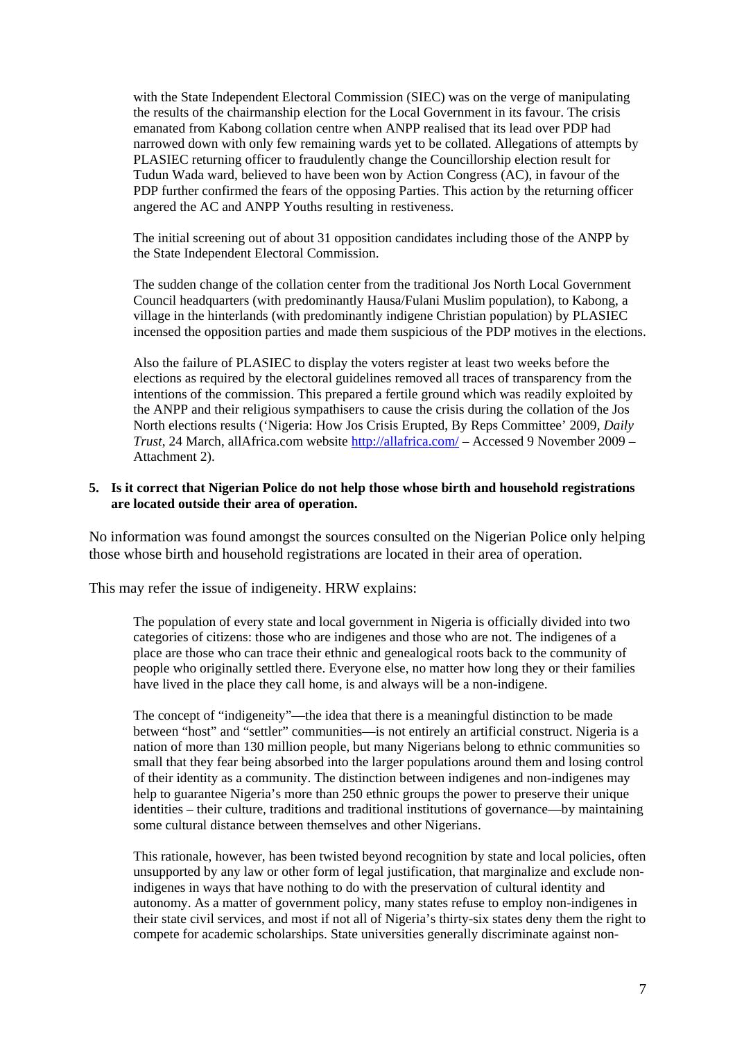> with the State Independent Electoral Commission (SIEC) was on the verge of manipulating the results of the chairmanship election for the Local Government in its favour. The crisis emanated from Kabong collation centre when ANPP realised that its lead over PDP had narrowed down with only few remaining wards yet to be collated. Allegations of attempts by PLASIEC returning officer to fraudulently change the Councillorship election result for Tudun Wada ward, believed to have been won by Action Congress (AC), in favour of the PDP further confirmed the fears of the opposing Parties. This action by the returning officer angered the AC and ANPP Youths resulting in restiveness.
>
> The initial screening out of about 31 opposition candidates including those of the ANPP by the State Independent Electoral Commission.
>
> The sudden change of the collation center from the traditional Jos North Local Government Council headquarters (with predominantly Hausa/Fulani Muslim population), to Kabong, a village in the hinterlands (with predominantly indigene Christian population) by PLASIEC incensed the opposition parties and made them suspicious of the PDP motives in the elections.
>
> Also the failure of PLASIEC to display the voters register at least two weeks before the elections as required by the electoral guidelines removed all traces of transparency from the intentions of the commission. This prepared a fertile ground which was readily exploited by the ANPP and their religious sympathisers to cause the crisis during the collation of the Jos North elections results ('Nigeria: How Jos Crisis Erupted, By Reps Committee' 2009, *Daily Trust*, 24 March, allAfrica.com website http://allafrica.com/ – Accessed 9 November 2009 – Attachment 2).

**5. Is it correct that Nigerian Police do not help those whose birth and household registrations are located outside their area of operation.**

No information was found amongst the sources consulted on the Nigerian Police only helping those whose birth and household registrations are located in their area of operation.

This may refer the issue of indigeneity. HRW explains:

> The population of every state and local government in Nigeria is officially divided into two categories of citizens: those who are indigenes and those who are not. The indigenes of a place are those who can trace their ethnic and genealogical roots back to the community of people who originally settled there. Everyone else, no matter how long they or their families have lived in the place they call home, is and always will be a non-indigene.
>
> The concept of "indigeneity"—the idea that there is a meaningful distinction to be made between "host" and "settler" communities—is not entirely an artificial construct. Nigeria is a nation of more than 130 million people, but many Nigerians belong to ethnic communities so small that they fear being absorbed into the larger populations around them and losing control of their identity as a community. The distinction between indigenes and non-indigenes may help to guarantee Nigeria's more than 250 ethnic groups the power to preserve their unique identities – their culture, traditions and traditional institutions of governance—by maintaining some cultural distance between themselves and other Nigerians.
>
> This rationale, however, has been twisted beyond recognition by state and local policies, often unsupported by any law or other form of legal justification, that marginalize and exclude non-indigenes in ways that have nothing to do with the preservation of cultural identity and autonomy. As a matter of government policy, many states refuse to employ non-indigenes in their state civil services, and most if not all of Nigeria's thirty-six states deny them the right to compete for academic scholarships. State universities generally discriminate against non-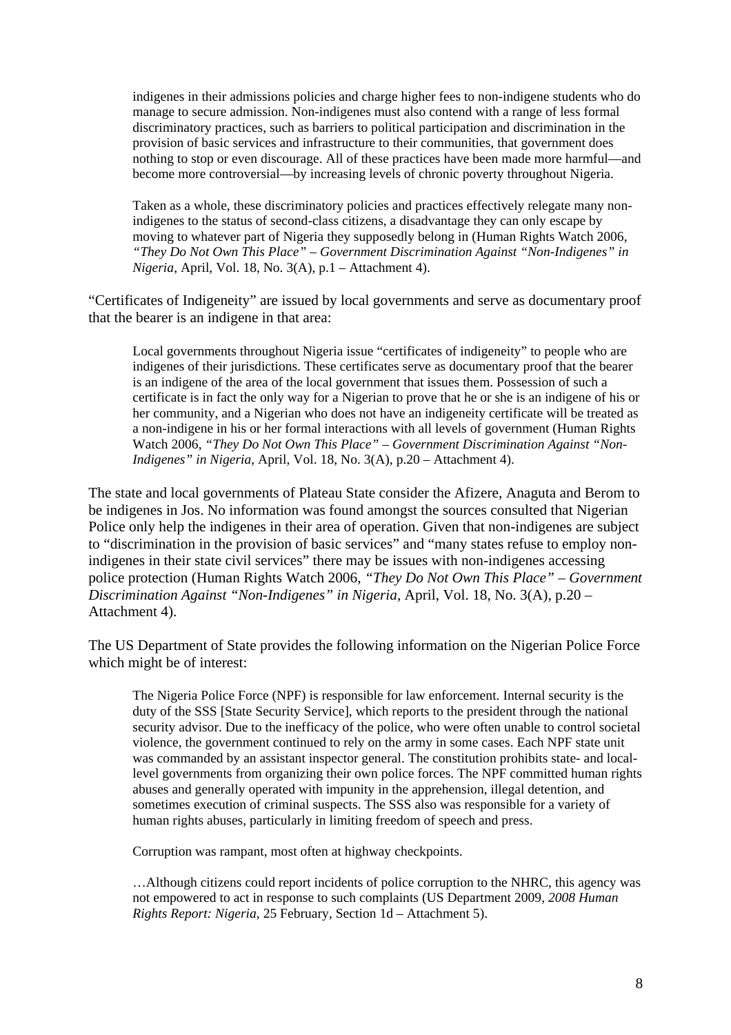> indigenes in their admissions policies and charge higher fees to non-indigene students who do manage to secure admission. Non-indigenes must also contend with a range of less formal discriminatory practices, such as barriers to political participation and discrimination in the provision of basic services and infrastructure to their communities, that government does nothing to stop or even discourage. All of these practices have been made more harmful—and become more controversial—by increasing levels of chronic poverty throughout Nigeria.
>
> Taken as a whole, these discriminatory policies and practices effectively relegate many non-indigenes to the status of second-class citizens, a disadvantage they can only escape by moving to whatever part of Nigeria they supposedly belong in (Human Rights Watch 2006, *"They Do Not Own This Place" – Government Discrimination Against "Non-Indigenes" in Nigeria*, April, Vol. 18, No. 3(A), p.1 – Attachment 4).

"Certificates of Indigeneity" are issued by local governments and serve as documentary proof that the bearer is an indigene in that area:

> Local governments throughout Nigeria issue "certificates of indigeneity" to people who are indigenes of their jurisdictions. These certificates serve as documentary proof that the bearer is an indigene of the area of the local government that issues them. Possession of such a certificate is in fact the only way for a Nigerian to prove that he or she is an indigene of his or her community, and a Nigerian who does not have an indigeneity certificate will be treated as a non-indigene in his or her formal interactions with all levels of government (Human Rights Watch 2006, *"They Do Not Own This Place" – Government Discrimination Against "Non-Indigenes" in Nigeria*, April, Vol. 18, No. 3(A), p.20 – Attachment 4).

The state and local governments of Plateau State consider the Afizere, Anaguta and Berom to be indigenes in Jos. No information was found amongst the sources consulted that Nigerian Police only help the indigenes in their area of operation. Given that non-indigenes are subject to "discrimination in the provision of basic services" and "many states refuse to employ non-indigenes in their state civil services" there may be issues with non-indigenes accessing police protection (Human Rights Watch 2006, *"They Do Not Own This Place" – Government Discrimination Against "Non-Indigenes" in Nigeria*, April, Vol. 18, No. 3(A), p.20 – Attachment 4).

The US Department of State provides the following information on the Nigerian Police Force which might be of interest:

> The Nigeria Police Force (NPF) is responsible for law enforcement. Internal security is the duty of the SSS [State Security Service], which reports to the president through the national security advisor. Due to the inefficacy of the police, who were often unable to control societal violence, the government continued to rely on the army in some cases. Each NPF state unit was commanded by an assistant inspector general. The constitution prohibits state- and local-level governments from organizing their own police forces. The NPF committed human rights abuses and generally operated with impunity in the apprehension, illegal detention, and sometimes execution of criminal suspects. The SSS also was responsible for a variety of human rights abuses, particularly in limiting freedom of speech and press.
>
> Corruption was rampant, most often at highway checkpoints.
>
> …Although citizens could report incidents of police corruption to the NHRC, this agency was not empowered to act in response to such complaints (US Department 2009, *2008 Human Rights Report: Nigeria*, 25 February, Section 1d – Attachment 5).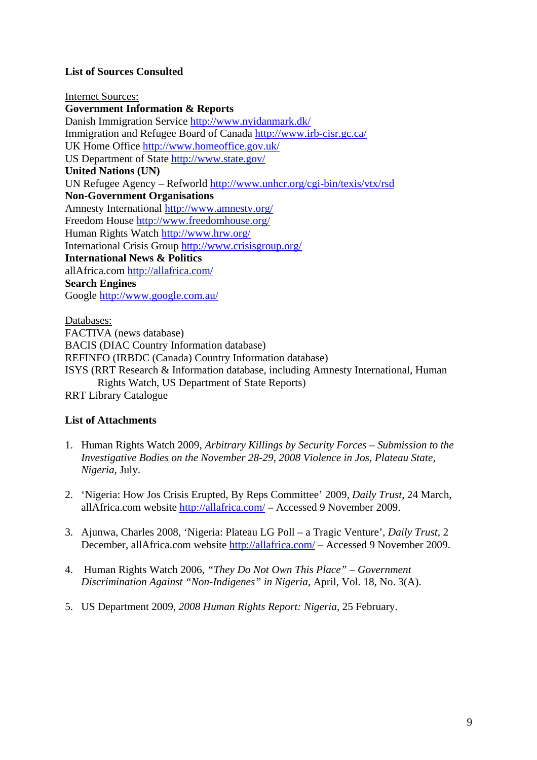**List of Sources Consulted**

Internet Sources:

**Government Information & Reports**

Danish Immigration Service http://www.nyidanmark.dk/
Immigration and Refugee Board of Canada http://www.irb-cisr.gc.ca/
UK Home Office http://www.homeoffice.gov.uk/
US Department of State http://www.state.gov/

**United Nations (UN)**

UN Refugee Agency – Refworld http://www.unhcr.org/cgi-bin/texis/vtx/rsd

**Non-Government Organisations**

Amnesty International http://www.amnesty.org/
Freedom House http://www.freedomhouse.org/
Human Rights Watch http://www.hrw.org/
International Crisis Group http://www.crisisgroup.org/

**International News & Politics**

allAfrica.com http://allafrica.com/

**Search Engines**

Google http://www.google.com.au/

Databases:

FACTIVA (news database)
BACIS (DIAC Country Information database)
REFINFO (IRBDC (Canada) Country Information database)
ISYS (RRT Research & Information database, including Amnesty International, Human Rights Watch, US Department of State Reports)
RRT Library Catalogue

**List of Attachments**

1. Human Rights Watch 2009, *Arbitrary Killings by Security Forces – Submission to the Investigative Bodies on the November 28-29, 2008 Violence in Jos, Plateau State, Nigeria*, July.

2. 'Nigeria: How Jos Crisis Erupted, By Reps Committee' 2009, *Daily Trust*, 24 March, allAfrica.com website http://allafrica.com/ – Accessed 9 November 2009.

3. Ajunwa, Charles 2008, 'Nigeria: Plateau LG Poll – a Tragic Venture', *Daily Trust*, 2 December, allAfrica.com website http://allafrica.com/ – Accessed 9 November 2009.

4. Human Rights Watch 2006, *"They Do Not Own This Place" – Government Discrimination Against "Non-Indigenes" in Nigeria*, April, Vol. 18, No. 3(A).

5. US Department 2009, *2008 Human Rights Report: Nigeria*, 25 February.